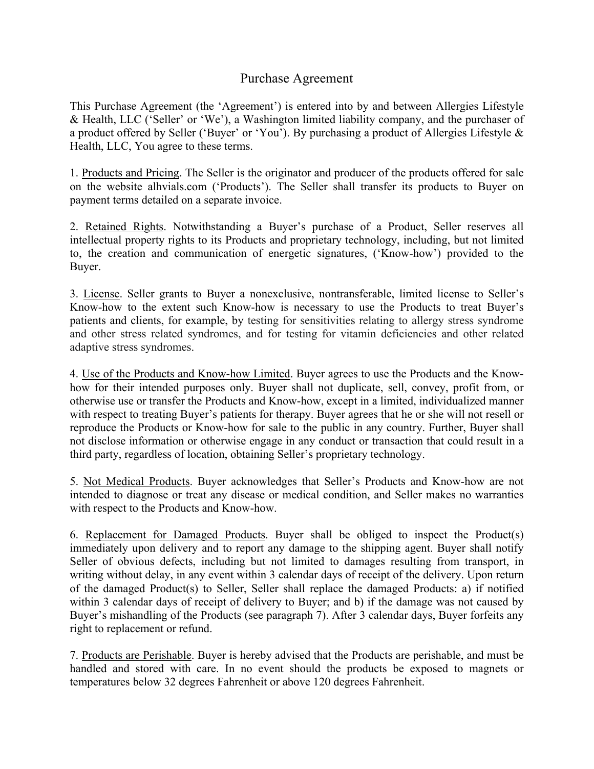# Purchase Agreement

This Purchase Agreement (the 'Agreement') is entered into by and between Allergies Lifestyle & Health, LLC ('Seller' or 'We'), a Washington limited liability company, and the purchaser of a product offered by Seller ('Buyer' or 'You'). By purchasing a product of Allergies Lifestyle & Health, LLC, You agree to these terms.

1. <u>Products and Pricing</u>. The Seller is the originator and producer of the products offered for sale on the website alhvials.com ('Products'). The Seller shall transfer its products to Buyer on payment terms detailed on a separate invoice.

2. <u>Retained Rights</u>. Notwithstanding a Buyer's purchase of a Product, Seller reserves all intellectual property rights to its Products and proprietary technology, including, but not limited to, the creation and communication of energetic signatures, ('Know-how') provided to the Buyer.

3. <u>License</u>. Seller grants to Buyer a nonexclusive, nontransferable, limited license to Seller's Know-how to the extent such Know-how is necessary to use the Products to treat Buyer's patients and clients, for example, by testing for sensitivities relating to allergy stress syndrome and other stress related syndromes, and for testing for vitamin deficiencies and other related adaptive stress syndromes.

4. <u>Use of the Products and Know-how Limited</u>. Buyer agrees to use the Products and the Know-how for their intended purposes only. Buyer shall not duplicate, sell, convey, profit from, or otherwise use or transfer the Products and Know-how, except in a limited, individualized manner with respect to treating Buyer's patients for therapy. Buyer agrees that he or she will not resell or reproduce the Products or Know-how for sale to the public in any country. Further, Buyer shall not disclose information or otherwise engage in any conduct or transaction that could result in a third party, regardless of location, obtaining Seller's proprietary technology.

5. <u>Not Medical Products</u>. Buyer acknowledges that Seller's Products and Know-how are not intended to diagnose or treat any disease or medical condition, and Seller makes no warranties with respect to the Products and Know-how.

6. <u>Replacement for Damaged Products</u>. Buyer shall be obliged to inspect the Product(s) immediately upon delivery and to report any damage to the shipping agent. Buyer shall notify Seller of obvious defects, including but not limited to damages resulting from transport, in writing without delay, in any event within 3 calendar days of receipt of the delivery. Upon return of the damaged Product(s) to Seller, Seller shall replace the damaged Products: a) if notified within 3 calendar days of receipt of delivery to Buyer; and b) if the damage was not caused by Buyer's mishandling of the Products (see paragraph 7). After 3 calendar days, Buyer forfeits any right to replacement or refund.

7. <u>Products are Perishable</u>. Buyer is hereby advised that the Products are perishable, and must be handled and stored with care. In no event should the products be exposed to magnets or temperatures below 32 degrees Fahrenheit or above 120 degrees Fahrenheit.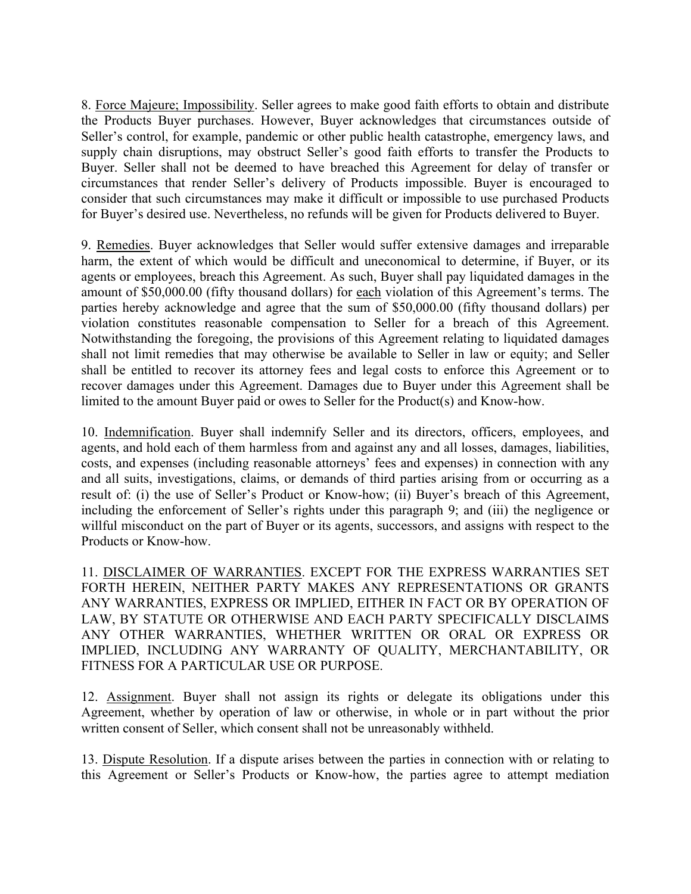8. Force Majeure; Impossibility. Seller agrees to make good faith efforts to obtain and distribute the Products Buyer purchases. However, Buyer acknowledges that circumstances outside of Seller's control, for example, pandemic or other public health catastrophe, emergency laws, and supply chain disruptions, may obstruct Seller's good faith efforts to transfer the Products to Buyer. Seller shall not be deemed to have breached this Agreement for delay of transfer or circumstances that render Seller's delivery of Products impossible. Buyer is encouraged to consider that such circumstances may make it difficult or impossible to use purchased Products for Buyer's desired use. Nevertheless, no refunds will be given for Products delivered to Buyer.

9. Remedies. Buyer acknowledges that Seller would suffer extensive damages and irreparable harm, the extent of which would be difficult and uneconomical to determine, if Buyer, or its agents or employees, breach this Agreement. As such, Buyer shall pay liquidated damages in the amount of $50,000.00 (fifty thousand dollars) for each violation of this Agreement's terms. The parties hereby acknowledge and agree that the sum of $50,000.00 (fifty thousand dollars) per violation constitutes reasonable compensation to Seller for a breach of this Agreement. Notwithstanding the foregoing, the provisions of this Agreement relating to liquidated damages shall not limit remedies that may otherwise be available to Seller in law or equity; and Seller shall be entitled to recover its attorney fees and legal costs to enforce this Agreement or to recover damages under this Agreement. Damages due to Buyer under this Agreement shall be limited to the amount Buyer paid or owes to Seller for the Product(s) and Know-how.

10. Indemnification. Buyer shall indemnify Seller and its directors, officers, employees, and agents, and hold each of them harmless from and against any and all losses, damages, liabilities, costs, and expenses (including reasonable attorneys' fees and expenses) in connection with any and all suits, investigations, claims, or demands of third parties arising from or occurring as a result of: (i) the use of Seller's Product or Know-how; (ii) Buyer's breach of this Agreement, including the enforcement of Seller's rights under this paragraph 9; and (iii) the negligence or willful misconduct on the part of Buyer or its agents, successors, and assigns with respect to the Products or Know-how.

11. DISCLAIMER OF WARRANTIES. EXCEPT FOR THE EXPRESS WARRANTIES SET FORTH HEREIN, NEITHER PARTY MAKES ANY REPRESENTATIONS OR GRANTS ANY WARRANTIES, EXPRESS OR IMPLIED, EITHER IN FACT OR BY OPERATION OF LAW, BY STATUTE OR OTHERWISE AND EACH PARTY SPECIFICALLY DISCLAIMS ANY OTHER WARRANTIES, WHETHER WRITTEN OR ORAL OR EXPRESS OR IMPLIED, INCLUDING ANY WARRANTY OF QUALITY, MERCHANTABILITY, OR FITNESS FOR A PARTICULAR USE OR PURPOSE.

12. Assignment. Buyer shall not assign its rights or delegate its obligations under this Agreement, whether by operation of law or otherwise, in whole or in part without the prior written consent of Seller, which consent shall not be unreasonably withheld.

13. Dispute Resolution. If a dispute arises between the parties in connection with or relating to this Agreement or Seller's Products or Know-how, the parties agree to attempt mediation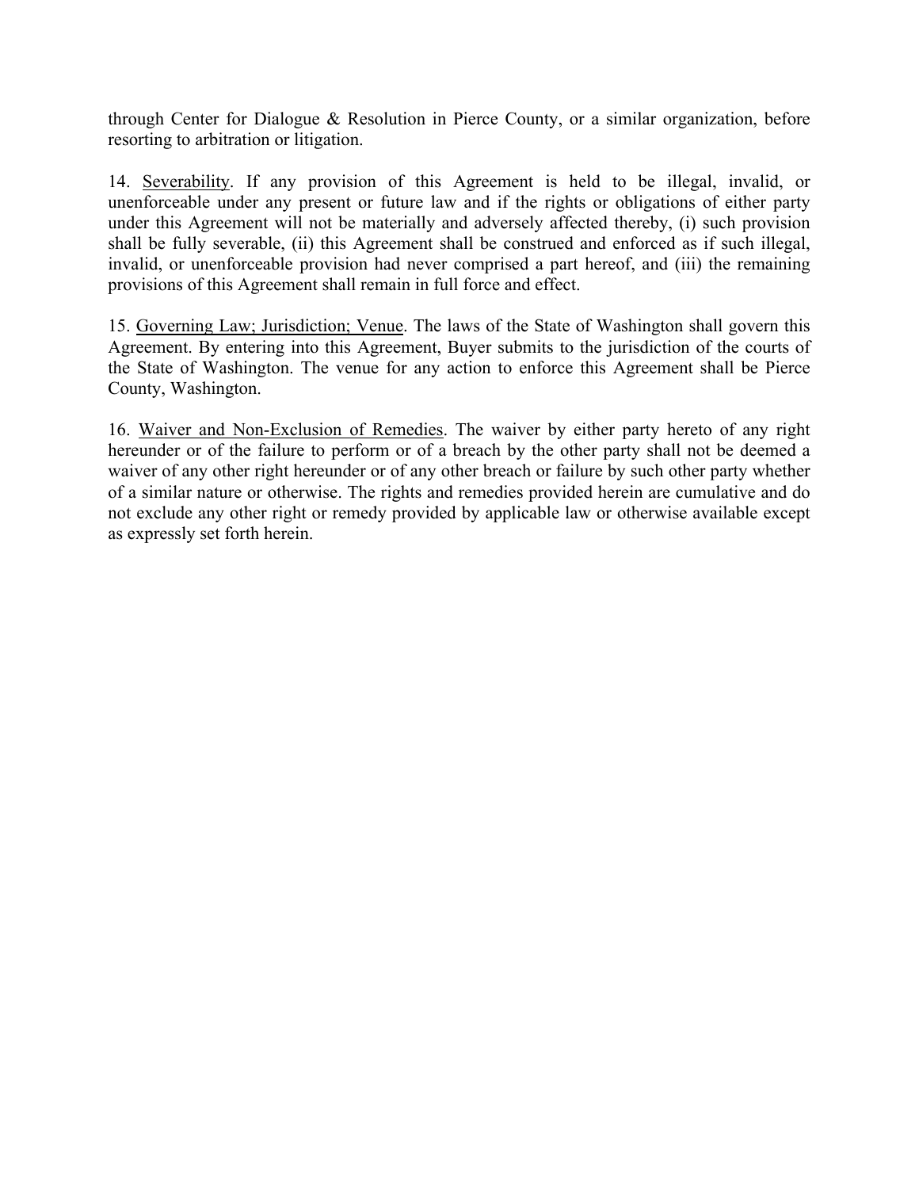through Center for Dialogue & Resolution in Pierce County, or a similar organization, before resorting to arbitration or litigation.

14. Severability. If any provision of this Agreement is held to be illegal, invalid, or unenforceable under any present or future law and if the rights or obligations of either party under this Agreement will not be materially and adversely affected thereby, (i) such provision shall be fully severable, (ii) this Agreement shall be construed and enforced as if such illegal, invalid, or unenforceable provision had never comprised a part hereof, and (iii) the remaining provisions of this Agreement shall remain in full force and effect.

15. Governing Law; Jurisdiction; Venue. The laws of the State of Washington shall govern this Agreement. By entering into this Agreement, Buyer submits to the jurisdiction of the courts of the State of Washington. The venue for any action to enforce this Agreement shall be Pierce County, Washington.

16. Waiver and Non-Exclusion of Remedies. The waiver by either party hereto of any right hereunder or of the failure to perform or of a breach by the other party shall not be deemed a waiver of any other right hereunder or of any other breach or failure by such other party whether of a similar nature or otherwise. The rights and remedies provided herein are cumulative and do not exclude any other right or remedy provided by applicable law or otherwise available except as expressly set forth herein.